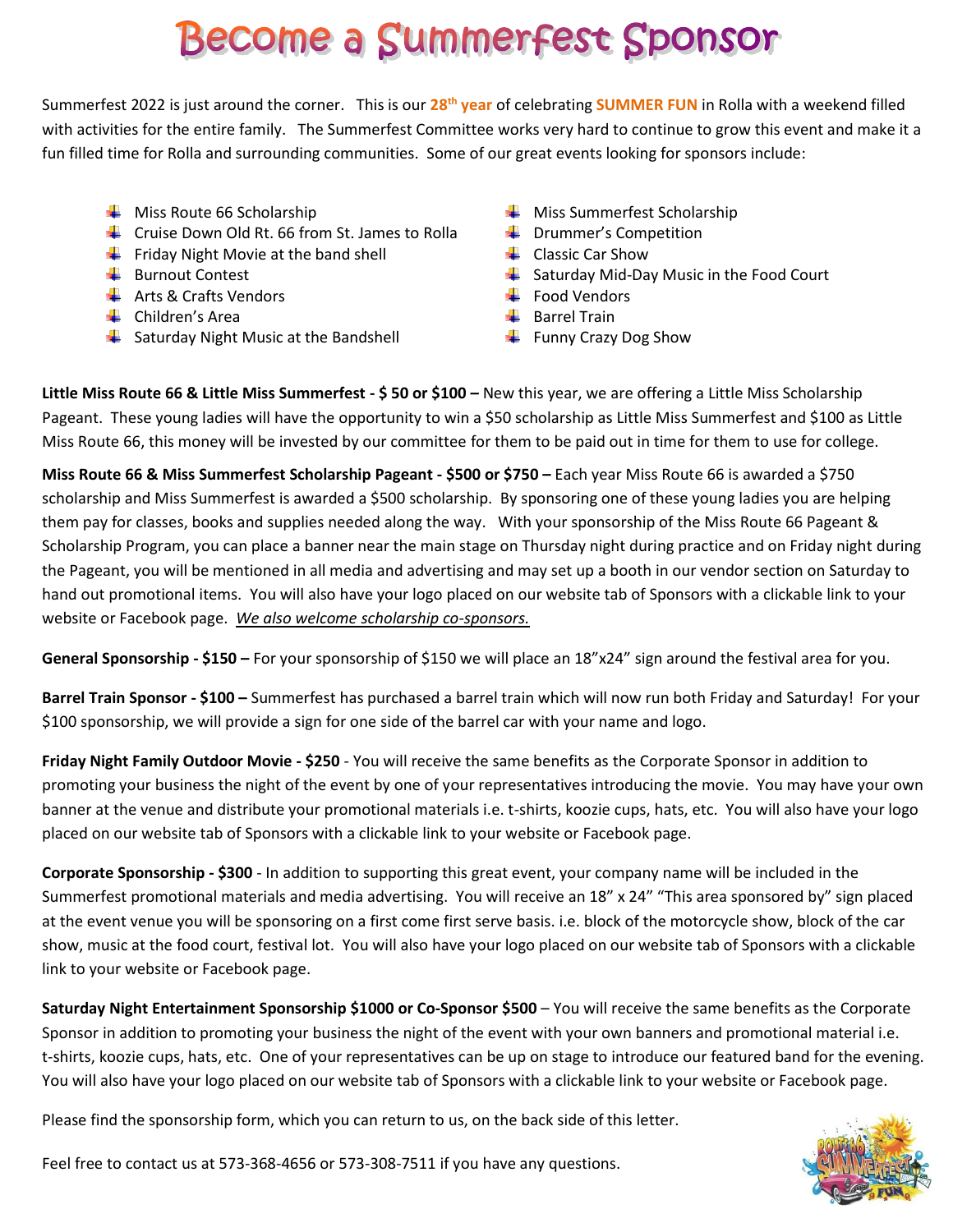# Become a Summerfest Sponsor

Summerfest 2022 is just around the corner. This is our **28th year** of celebrating **SUMMER FUN** in Rolla with a weekend filled with activities for the entire family. The Summerfest Committee works very hard to continue to grow this event and make it a fun filled time for Rolla and surrounding communities. Some of our great events looking for sponsors include:

- Miss Route 66 Scholarship
- Cruise Down Old Rt. 66 from St. James to Rolla
- Friday Night Movie at the band shell
- Burnout Contest
- Arts & Crafts Vendors
- Children's Area
- Saturday Night Music at the Bandshell
- Miss Summerfest Scholarship
- Drummer's Competition
- Classic Car Show
- Saturday Mid-Day Music in the Food Court
- Food Vendors
- Barrel Train
- Funny Crazy Dog Show

**Little Miss Route 66 & Little Miss Summerfest - $ 50 or $100 –** New this year, we are offering a Little Miss Scholarship Pageant. These young ladies will have the opportunity to win a $50 scholarship as Little Miss Summerfest and $100 as Little Miss Route 66, this money will be invested by our committee for them to be paid out in time for them to use for college.

**Miss Route 66 & Miss Summerfest Scholarship Pageant - $500 or $750 –** Each year Miss Route 66 is awarded a $750 scholarship and Miss Summerfest is awarded a $500 scholarship. By sponsoring one of these young ladies you are helping them pay for classes, books and supplies needed along the way. With your sponsorship of the Miss Route 66 Pageant & Scholarship Program, you can place a banner near the main stage on Thursday night during practice and on Friday night during the Pageant, you will be mentioned in all media and advertising and may set up a booth in our vendor section on Saturday to hand out promotional items. You will also have your logo placed on our website tab of Sponsors with a clickable link to your website or Facebook page. *We also welcome scholarship co-sponsors.*

**General Sponsorship - $150 –** For your sponsorship of $150 we will place an 18"x24" sign around the festival area for you.

**Barrel Train Sponsor - $100 –** Summerfest has purchased a barrel train which will now run both Friday and Saturday! For your $100 sponsorship, we will provide a sign for one side of the barrel car with your name and logo.

**Friday Night Family Outdoor Movie - $250** - You will receive the same benefits as the Corporate Sponsor in addition to promoting your business the night of the event by one of your representatives introducing the movie. You may have your own banner at the venue and distribute your promotional materials i.e. t-shirts, koozie cups, hats, etc. You will also have your logo placed on our website tab of Sponsors with a clickable link to your website or Facebook page.

**Corporate Sponsorship - $300** - In addition to supporting this great event, your company name will be included in the Summerfest promotional materials and media advertising. You will receive an 18" x 24" "This area sponsored by" sign placed at the event venue you will be sponsoring on a first come first serve basis. i.e. block of the motorcycle show, block of the car show, music at the food court, festival lot. You will also have your logo placed on our website tab of Sponsors with a clickable link to your website or Facebook page.

**Saturday Night Entertainment Sponsorship $1000 or Co-Sponsor $500** – You will receive the same benefits as the Corporate Sponsor in addition to promoting your business the night of the event with your own banners and promotional material i.e. t-shirts, koozie cups, hats, etc. One of your representatives can be up on stage to introduce our featured band for the evening. You will also have your logo placed on our website tab of Sponsors with a clickable link to your website or Facebook page.

Please find the sponsorship form, which you can return to us, on the back side of this letter.

Feel free to contact us at 573-368-4656 or 573-308-7511 if you have any questions.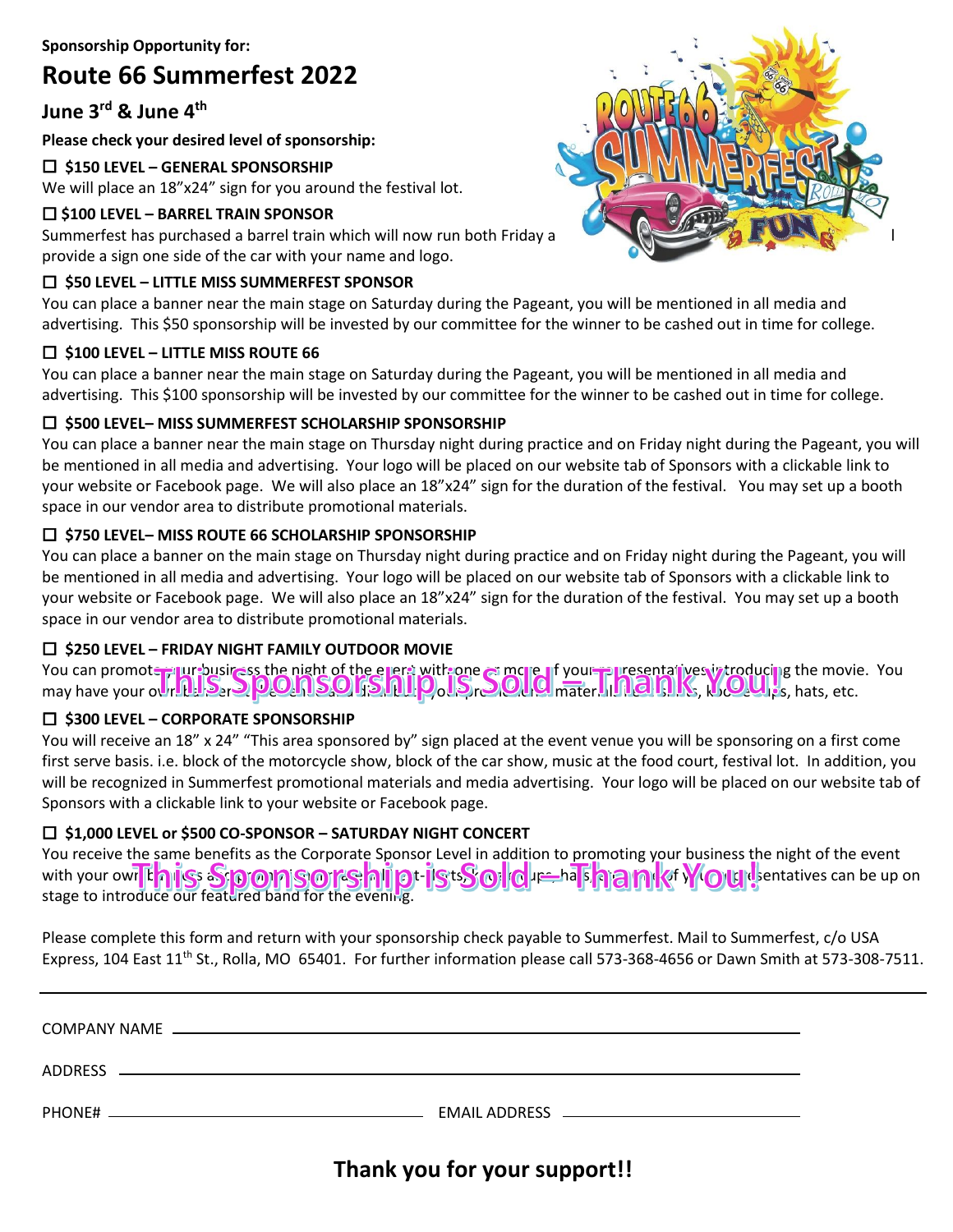**Sponsorship Opportunity for:**

# Route 66 Summerfest 2022

## June 3rd & June 4th

**Please check your desired level of sponsorship:**

☐ **$150 LEVEL – GENERAL SPONSORSHIP**
We will place an 18"x24" sign for you around the festival lot.

☐ **$100 LEVEL – BARREL TRAIN SPONSOR**
Summerfest has purchased a barrel train which will now run both Friday a... l provide a sign one side of the car with your name and logo.

☐ **$50 LEVEL – LITTLE MISS SUMMERFEST SPONSOR**
You can place a banner near the main stage on Saturday during the Pageant, you will be mentioned in all media and advertising. This $50 sponsorship will be invested by our committee for the winner to be cashed out in time for college.

☐ **$100 LEVEL – LITTLE MISS ROUTE 66**
You can place a banner near the main stage on Saturday during the Pageant, you will be mentioned in all media and advertising. This $100 sponsorship will be invested by our committee for the winner to be cashed out in time for college.

☐ **$500 LEVEL– MISS SUMMERFEST SCHOLARSHIP SPONSORSHIP**
You can place a banner near the main stage on Thursday night during practice and on Friday night during the Pageant, you will be mentioned in all media and advertising. Your logo will be placed on our website tab of Sponsors with a clickable link to your website or Facebook page. We will also place an 18"x24" sign for the duration of the festival. You may set up a booth space in our vendor area to distribute promotional materials.

☐ **$750 LEVEL– MISS ROUTE 66 SCHOLARSHIP SPONSORSHIP**
You can place a banner on the main stage on Thursday night during practice and on Friday night during the Pageant, you will be mentioned in all media and advertising. Your logo will be placed on our website tab of Sponsors with a clickable link to your website or Facebook page. We will also place an 18"x24" sign for the duration of the festival. You may set up a booth space in our vendor area to distribute promotional materials.

☐ **$250 LEVEL – FRIDAY NIGHT FAMILY OUTDOOR MOVIE**
You can promote your business the night of the event with one or more of your representatives introducing the movie. You may have your own ... hats, etc.

**This Sponsorship is Sold – Thank You!**

☐ **$300 LEVEL – CORPORATE SPONSORSHIP**
You will receive an 18" x 24" "This area sponsored by" sign placed at the event venue you will be sponsoring on a first come first serve basis. i.e. block of the motorcycle show, block of the car show, music at the food court, festival lot. In addition, you will be recognized in Summerfest promotional materials and media advertising. Your logo will be placed on our website tab of Sponsors with a clickable link to your website or Facebook page.

☐ **$1,000 LEVEL or $500 CO-SPONSOR – SATURDAY NIGHT CONCERT**
You receive the same benefits as the Corporate Sponsor Level in addition to promoting your business the night of the event with your own ... sentatives can be up on stage to introduce our featured band for the evening.

**This Sponsorship is Sold – Thank You!**

Please complete this form and return with your sponsorship check payable to Summerfest. Mail to Summerfest, c/o USA Express, 104 East 11th St., Rolla, MO 65401. For further information please call 573-368-4656 or Dawn Smith at 573-308-7511.

COMPANY NAME ____________________________________________

ADDRESS ____________________________________________

PHONE# ______________________ EMAIL ADDRESS ______________________

**Thank you for your support!!**